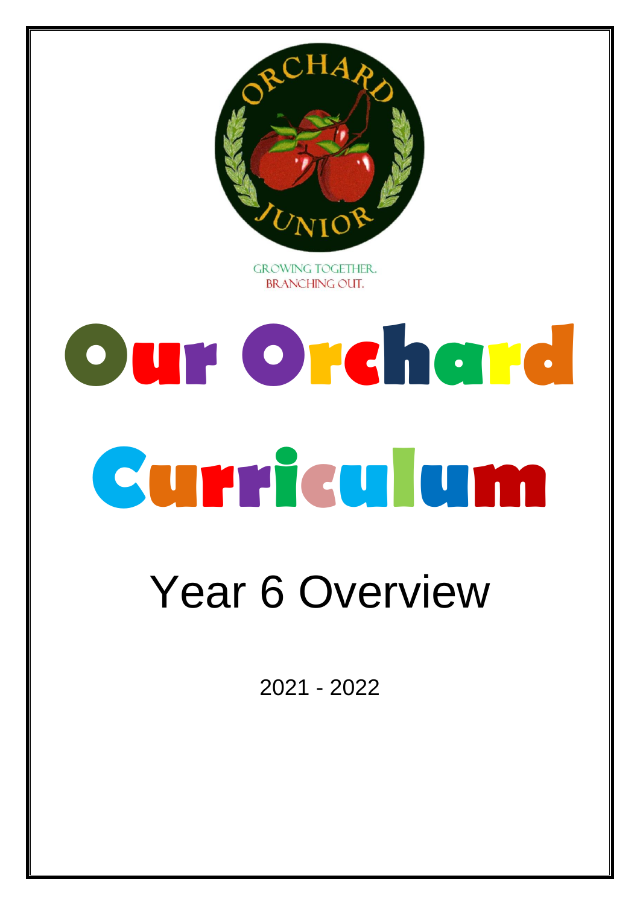GROWING TOGETHER.
BRANCHING OUT.

# Our Orchard Curriculum

## Year 6 Overview

2021 - 2022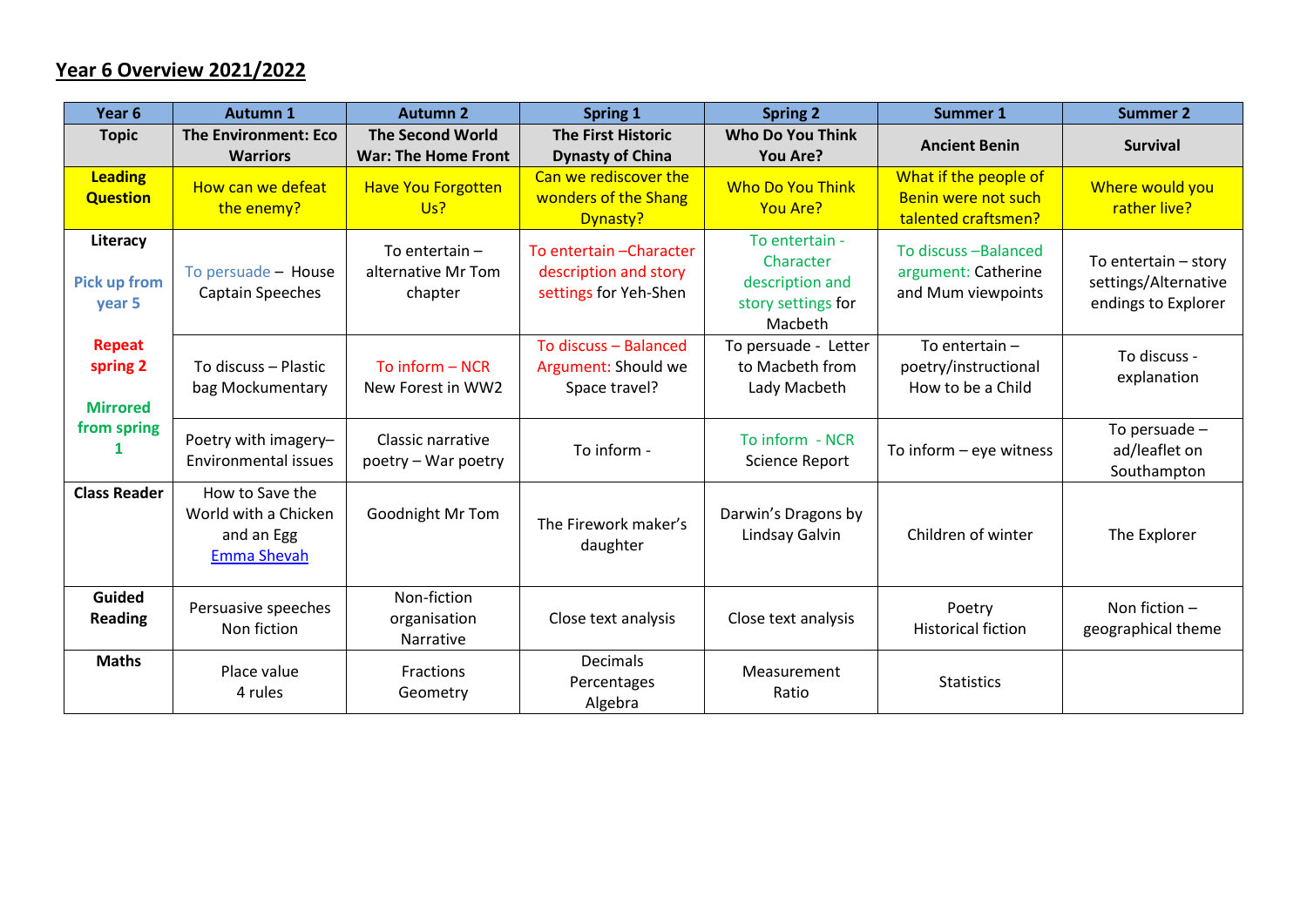## Year 6 Overview 2021/2022

| Year 6 | Autumn 1 | Autumn 2 | Spring 1 | Spring 2 | Summer 1 | Summer 2 |
|---|---|---|---|---|---|---|
| **Topic** | **The Environment: Eco Warriors** | **The Second World War: The Home Front** | **The First Historic Dynasty of China** | **Who Do You Think You Are?** | **Ancient Benin** | **Survival** |
| **Leading Question** | How can we defeat the enemy? | Have You Forgotten Us? | Can we rediscover the wonders of the Shang Dynasty? | Who Do You Think You Are? | What if the people of Benin were not such talented craftsmen? | Where would you rather live? |
| **Literacy** Pick up from year 5 Repeat spring 2 Mirrored from spring 1 | To persuade – House Captain Speeches | To entertain – alternative Mr Tom chapter | To entertain –Character description and story settings for Yeh-Shen | To entertain - Character description and story settings for Macbeth | To discuss –Balanced argument: Catherine and Mum viewpoints | To entertain – story settings/Alternative endings to Explorer |
| | To discuss – Plastic bag Mockumentary | To inform – NCR New Forest in WW2 | To discuss – Balanced Argument: Should we Space travel? | To persuade - Letter to Macbeth from Lady Macbeth | To entertain – poetry/instructional How to be a Child | To discuss - explanation |
| | Poetry with imagery– Environmental issues | Classic narrative poetry – War poetry | To inform - | To inform - NCR Science Report | To inform – eye witness | To persuade – ad/leaflet on Southampton |
| **Class Reader** | How to Save the World with a Chicken and an Egg Emma Shevah | Goodnight Mr Tom | The Firework maker's daughter | Darwin's Dragons by Lindsay Galvin | Children of winter | The Explorer |
| **Guided Reading** | Persuasive speeches Non fiction | Non-fiction organisation Narrative | Close text analysis | Close text analysis | Poetry Historical fiction | Non fiction – geographical theme |
| **Maths** | Place value 4 rules | Fractions Geometry | Decimals Percentages Algebra | Measurement Ratio | Statistics | |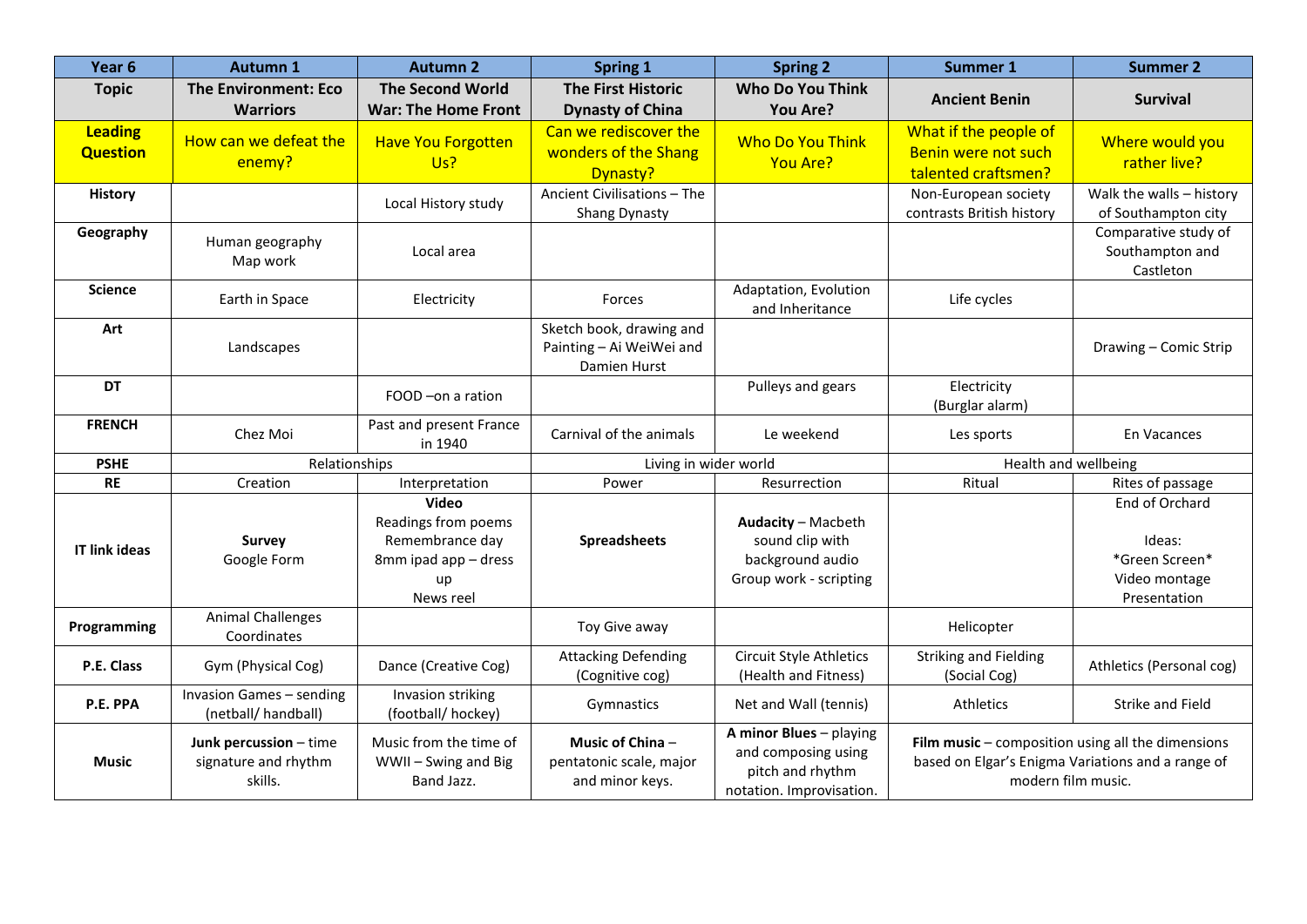| Year 6 | Autumn 1 | Autumn 2 | Spring 1 | Spring 2 | Summer 1 | Summer 2 |
|---|---|---|---|---|---|---|
| **Topic** | **The Environment: Eco Warriors** | **The Second World War: The Home Front** | **The First Historic Dynasty of China** | **Who Do You Think You Are?** | **Ancient Benin** | **Survival** |
| **Leading Question** | How can we defeat the enemy? | Have You Forgotten Us? | Can we rediscover the wonders of the Shang Dynasty? | Who Do You Think You Are? | What if the people of Benin were not such talented craftsmen? | Where would you rather live? |
| **History** | | Local History study | Ancient Civilisations – The Shang Dynasty | | Non-European society contrasts British history | Walk the walls – history of Southampton city |
| **Geography** | Human geography Map work | Local area | | | | Comparative study of Southampton and Castleton |
| **Science** | Earth in Space | Electricity | Forces | Adaptation, Evolution and Inheritance | Life cycles | |
| **Art** | Landscapes | | Sketch book, drawing and Painting – Ai WeiWei and Damien Hurst | | | Drawing – Comic Strip |
| **DT** | | FOOD –on a ration | | Pulleys and gears | Electricity (Burglar alarm) | |
| **FRENCH** | Chez Moi | Past and present France in 1940 | Carnival of the animals | Le weekend | Les sports | En Vacances |
| **PSHE** | Relationships | | Living in wider world | | Health and wellbeing | |
| **RE** | Creation | Interpretation | Power | Resurrection | Ritual | Rites of passage |
| **IT link ideas** | **Survey** Google Form | **Video** Readings from poems Remembrance day 8mm ipad app – dress up News reel | **Spreadsheets** | **Audacity** – Macbeth sound clip with background audio Group work - scripting | | End of Orchard Ideas: *Green Screen* Video montage Presentation |
| **Programming** | Animal Challenges Coordinates | | Toy Give away | | Helicopter | |
| **P.E. Class** | Gym (Physical Cog) | Dance (Creative Cog) | Attacking Defending (Cognitive cog) | Circuit Style Athletics (Health and Fitness) | Striking and Fielding (Social Cog) | Athletics (Personal cog) |
| **P.E. PPA** | Invasion Games – sending (netball/ handball) | Invasion striking (football/ hockey) | Gymnastics | Net and Wall (tennis) | Athletics | Strike and Field |
| **Music** | **Junk percussion** – time signature and rhythm skills. | Music from the time of WWII – Swing and Big Band Jazz. | **Music of China** – pentatonic scale, major and minor keys. | **A minor Blues** – playing and composing using pitch and rhythm notation. Improvisation. | **Film music** – composition using all the dimensions based on Elgar's Enigma Variations and a range of modern film music. | |